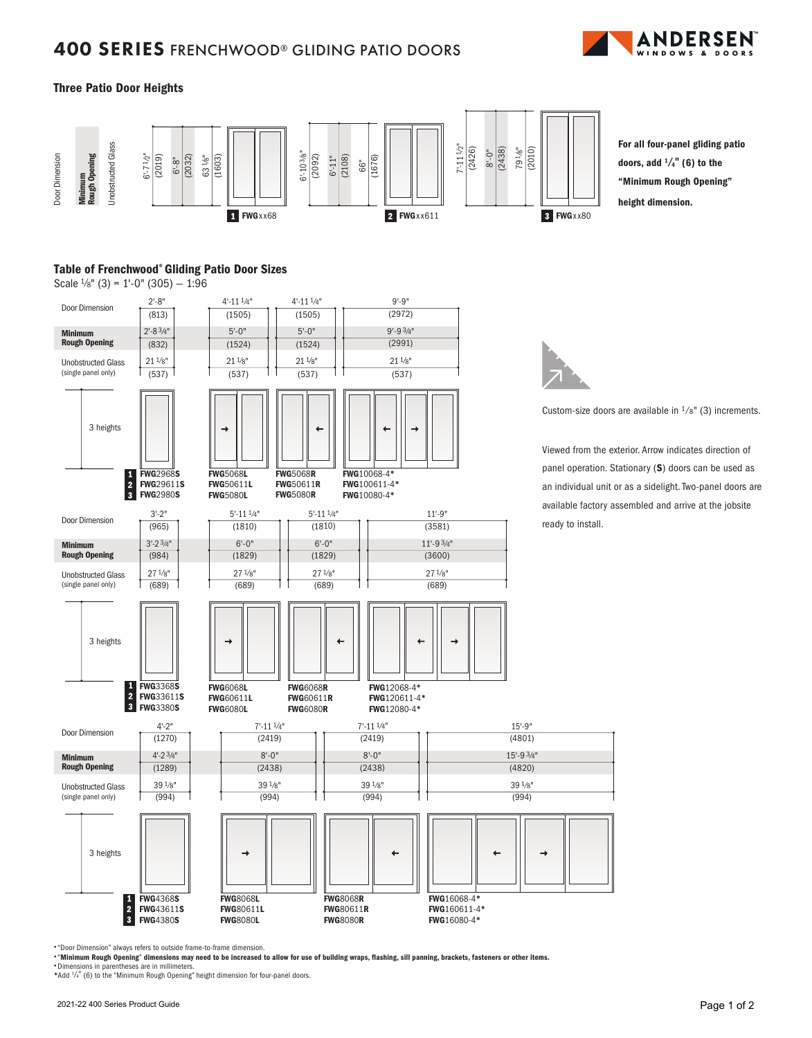# 400 SERIES FRENCHWOOD® GLIDING PATIO DOORS

### Three Patio Door Heights

| | Door Dimension | Minimum Rough Opening | Unobstructed Glass |
|---|---|---|---|
| 1 FWGxx68 | 6'-7 1/2" (2019) | 6'-8" (2032) | 63 1/8" (1603) |
| 2 FWGxx611 | 6'-10 3/8" (2092) | 6'-11" (2108) | 66" (1676) |
| 3 FWGxx80 | 7'-11 1/2" (2426) | 8'-0" (2438) | 79 1/8" (2010) |

**For all four-panel gliding patio doors, add 1/4" (6) to the "Minimum Rough Opening" height dimension.**

### Table of Frenchwood® Gliding Patio Door Sizes

Scale 1/8" (3) = 1'-0" (305) — 1:96

| | Single panel | Two-panel (L) → | Two-panel (R) ← | Four-panel ← → |
|---|---|---|---|---|
| Door Dimension | 2'-8" (813) | 4'-11 1/4" (1505) | 4'-11 1/4" (1505) | 9'-9" (2972) |
| **Minimum Rough Opening** | 2'-8 3/4" (832) | 5'-0" (1524) | 5'-0" (1524) | 9'-9 3/4" (2991) |
| Unobstructed Glass (single panel only) | 21 1/8" (537) | 21 1/8" (537) | 21 1/8" (537) | 21 1/8" (537) |
| 1 | **FWG**2968**S** | **FWG**5068**L** | **FWG**5068**R** | **FWG**10068-4* |
| 2 | **FWG**29611**S** | **FWG**50611**L** | **FWG**50611**R** | **FWG**100611-4* |
| 3 | **FWG**2980**S** | **FWG**5080**L** | **FWG**5080**R** | **FWG**10080-4* |
| Door Dimension | 3'-2" (965) | 5'-11 1/4" (1810) | 5'-11 1/4" (1810) | 11'-9" (3581) |
| **Minimum Rough Opening** | 3'-2 3/4" (984) | 6'-0" (1829) | 6'-0" (1829) | 11'-9 3/4" (3600) |
| Unobstructed Glass (single panel only) | 27 1/8" (689) | 27 1/8" (689) | 27 1/8" (689) | 27 1/8" (689) |
| 1 | **FWG**3368**S** | **FWG**6068**L** | **FWG**6068**R** | **FWG**12068-4* |
| 2 | **FWG**33611**S** | **FWG**60611**L** | **FWG**60611**R** | **FWG**120611-4* |
| 3 | **FWG**3380**S** | **FWG**6080**L** | **FWG**6080**R** | **FWG**12080-4* |
| Door Dimension | 4'-2" (1270) | 7'-11 1/4" (2419) | 7'-11 1/4" (2419) | 15'-9" (4801) |
| **Minimum Rough Opening** | 4'-2 3/4" (1289) | 8'-0" (2438) | 8'-0" (2438) | 15'-9 3/4" (4820) |
| Unobstructed Glass (single panel only) | 39 1/8" (994) | 39 1/8" (994) | 39 1/8" (994) | 39 1/8" (994) |
| 1 | **FWG**4368**S** | **FWG**8068**L** | **FWG**8068**R** | **FWG**16068-4* |
| 2 | **FWG**43611**S** | **FWG**80611**L** | **FWG**80611**R** | **FWG**160611-4* |
| 3 | **FWG**4380**S** | **FWG**8080**L** | **FWG**8080**R** | **FWG**16080-4* |

Custom-size doors are available in 1/8" (3) increments.

Viewed from the exterior. Arrow indicates direction of panel operation. Stationary (**S**) doors can be used as an individual unit or as a sidelight. Two-panel doors are available factory assembled and arrive at the jobsite ready to install.

- "Door Dimension" always refers to outside frame-to-frame dimension.
- **"Minimum Rough Opening" dimensions may need to be increased to allow for use of building wraps, flashing, sill panning, brackets, fasteners or other items.**
- Dimensions in parentheses are in millimeters.

*Add 1/4" (6) to the "Minimum Rough Opening" height dimension for four-panel doors.

2021-22 400 Series Product Guide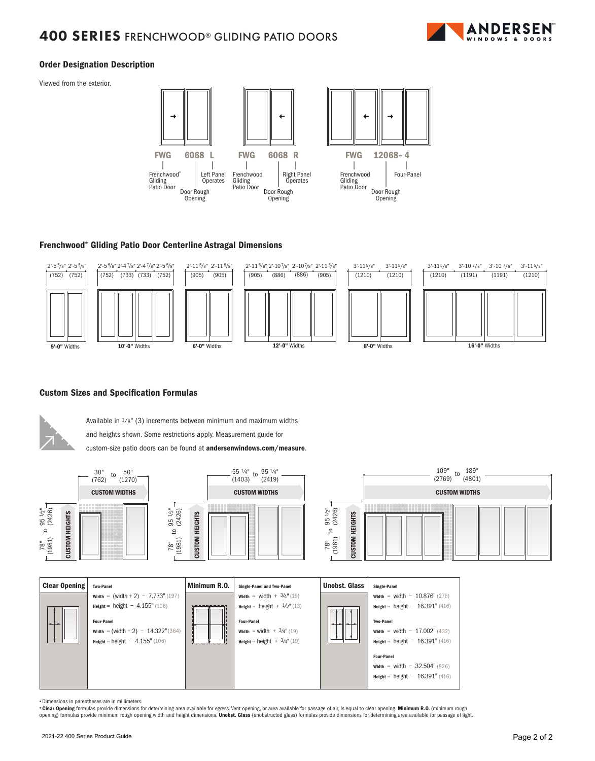# 400 SERIES FRENCHWOOD® GLIDING PATIO DOORS

## Order Designation Description

Viewed from the exterior.

FWG 6068 L

Frenchwood® Gliding Patio Door — Door Rough Opening — Left Panel Operates

FWG 6068 R

Frenchwood Gliding Patio Door — Door Rough Opening — Right Panel Operates

FWG 12068– 4

Frenchwood Gliding Patio Door — Door Rough Opening — Four-Panel

## Frenchwood® Gliding Patio Door Centerline Astragal Dimensions

**5'-0"** Widths: 2'-5 5/8" (752), 2'-5 5/8" (752)

**10'-0"** Widths: 2'-5 5/8" (752), 2'-4 7/8" (733), 2'-4 7/8" (733), 2'-5 5/8" (752)

**6'-0"** Widths: 2'-11 5/8" (905), 2'-11 5/8" (905)

**12'-0"** Widths: 2'-11 5/8" (905), 2'-10 7/8" (886), 2'-10 7/8" (886), 2'-11 5/8" (905)

**8'-0"** Widths: 3'-11 5/8" (1210), 3'-11 5/8" (1210)

**16'-0"** Widths: 3'-11 5/8" (1210), 3'-10 7/8" (1191), 3'-10 7/8" (1191), 3'-11 5/8" (1210)

## Custom Sizes and Specification Formulas

Available in 1/8" (3) increments between minimum and maximum widths and heights shown. Some restrictions apply. Measurement guide for custom-size patio doors can be found at **andersenwindows.com/measure**.

CUSTOM WIDTHS: 30" (762) to 50" (1270) — CUSTOM HEIGHTS: 78" (1981) to 95 1/2" (2426)

CUSTOM WIDTHS: 55 1/4" (1403) to 95 1/4" (2419) — CUSTOM HEIGHTS: 78" (1981) to 95 1/2" (2426)

CUSTOM WIDTHS: 109" (2769) to 189" (4801) — CUSTOM HEIGHTS: 78" (1981) to 95 1/2" (2426)

| Clear Opening | | Minimum R.O. | | Unobst. Glass | |
|---|---|---|---|---|---|
| | **Two-Panel**<br>Width = (width ÷ 2) − 7.773" (197)<br>Height = height − 4.155" (106)<br><br>**Four-Panel**<br>Width = (width ÷ 2) − 14.322" (364)<br>Height = height − 4.155" (106) | | **Single-Panel and Two-Panel**<br>Width = width + 3/4" (19)<br>Height = height + 1/2" (13)<br><br>**Four-Panel**<br>Width = width + 3/4" (19)<br>Height = height + 3/4" (19) | | **Single-Panel**<br>Width = width − 10.876" (276)<br>Height = height − 16.391" (416)<br><br>**Two-Panel**<br>Width = width − 17.002" (432)<br>Height = height − 16.391" (416)<br><br>**Four-Panel**<br>Width = width − 32.504" (826)<br>Height = height − 16.391" (416) |

- Dimensions in parentheses are in millimeters.
- **Clear Opening** formulas provide dimensions for determining area available for egress. Vent opening, or area available for passage of air, is equal to clear opening. **Minimum R.O.** (minimum rough opening) formulas provide minimum rough opening width and height dimensions. **Unobst. Glass** (unobstructed glass) formulas provide dimensions for determining area available for passage of light.

2021-22 400 Series Product Guide